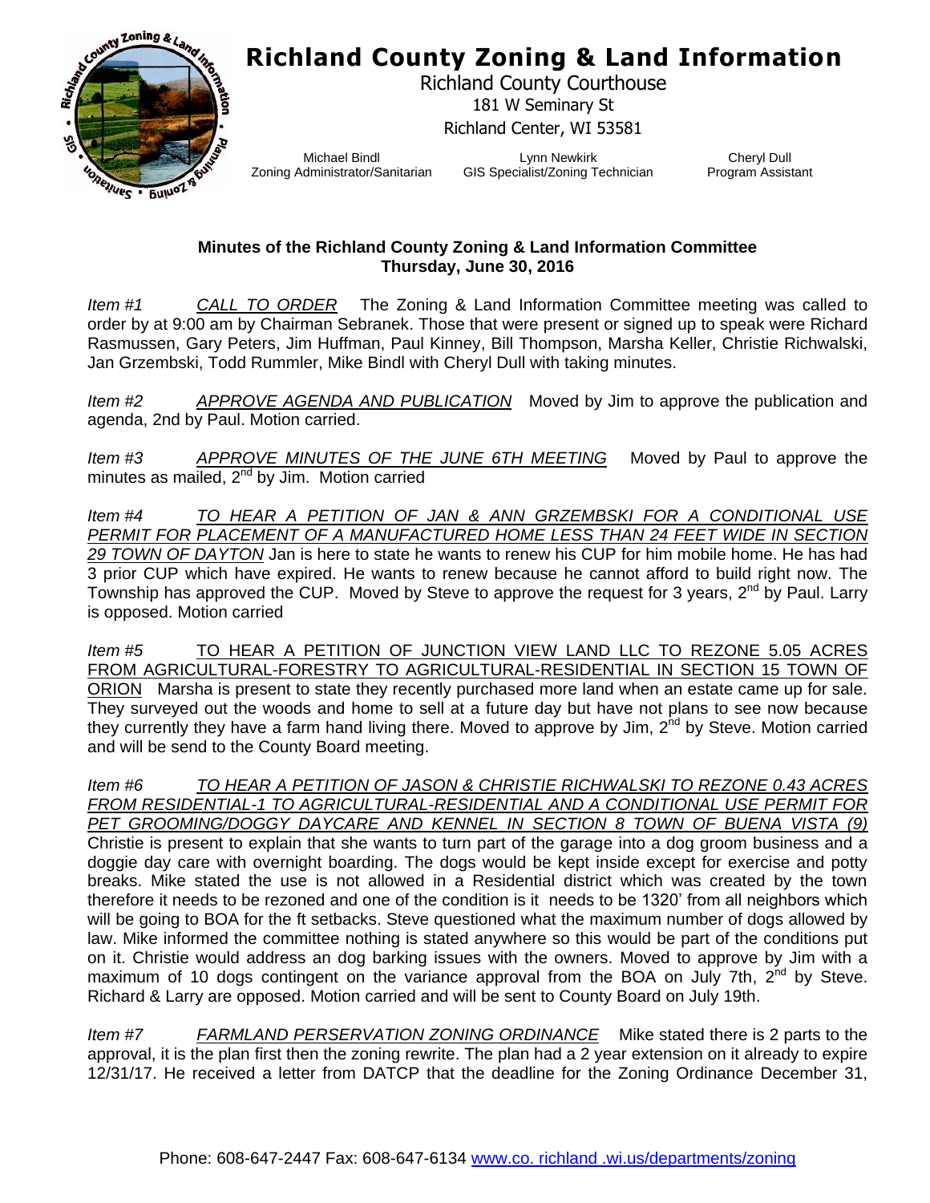# Richland County Zoning & Land Information

Richland County Courthouse
181 W Seminary St
Richland Center, WI 53581

Michael Bindl
Zoning Administrator/Sanitarian

Lynn Newkirk
GIS Specialist/Zoning Technician

Cheryl Dull
Program Assistant

**Minutes of the Richland County Zoning & Land Information Committee**
**Thursday, June 30, 2016**

*Item #1* *CALL TO ORDER* The Zoning & Land Information Committee meeting was called to order by at 9:00 am by Chairman Sebranek. Those that were present or signed up to speak were Richard Rasmussen, Gary Peters, Jim Huffman, Paul Kinney, Bill Thompson, Marsha Keller, Christie Richwalski, Jan Grzembski, Todd Rummler, Mike Bindl with Cheryl Dull with taking minutes.

*Item #2* *APPROVE AGENDA AND PUBLICATION* Moved by Jim to approve the publication and agenda, 2nd by Paul. Motion carried.

*Item #3* *APPROVE MINUTES OF THE JUNE 6TH MEETING* Moved by Paul to approve the minutes as mailed, 2nd by Jim. Motion carried

*Item #4* *TO HEAR A PETITION OF JAN & ANN GRZEMBSKI FOR A CONDITIONAL USE PERMIT FOR PLACEMENT OF A MANUFACTURED HOME LESS THAN 24 FEET WIDE IN SECTION 29 TOWN OF DAYTON* Jan is here to state he wants to renew his CUP for him mobile home. He has had 3 prior CUP which have expired. He wants to renew because he cannot afford to build right now. The Township has approved the CUP. Moved by Steve to approve the request for 3 years, 2nd by Paul. Larry is opposed. Motion carried

*Item #5* TO HEAR A PETITION OF JUNCTION VIEW LAND LLC TO REZONE 5.05 ACRES FROM AGRICULTURAL-FORESTRY TO AGRICULTURAL-RESIDENTIAL IN SECTION 15 TOWN OF ORION Marsha is present to state they recently purchased more land when an estate came up for sale. They surveyed out the woods and home to sell at a future day but have not plans to see now because they currently they have a farm hand living there. Moved to approve by Jim, 2nd by Steve. Motion carried and will be send to the County Board meeting.

*Item #6* *TO HEAR A PETITION OF JASON & CHRISTIE RICHWALSKI TO REZONE 0.43 ACRES FROM RESIDENTIAL-1 TO AGRICULTURAL-RESIDENTIAL AND A CONDITIONAL USE PERMIT FOR PET GROOMING/DOGGY DAYCARE AND KENNEL IN SECTION 8 TOWN OF BUENA VISTA (9)* Christie is present to explain that she wants to turn part of the garage into a dog groom business and a doggie day care with overnight boarding. The dogs would be kept inside except for exercise and potty breaks. Mike stated the use is not allowed in a Residential district which was created by the town therefore it needs to be rezoned and one of the condition is it needs to be 1320' from all neighbors which will be going to BOA for the ft setbacks. Steve questioned what the maximum number of dogs allowed by law. Mike informed the committee nothing is stated anywhere so this would be part of the conditions put on it. Christie would address an dog barking issues with the owners. Moved to approve by Jim with a maximum of 10 dogs contingent on the variance approval from the BOA on July 7th, 2nd by Steve. Richard & Larry are opposed. Motion carried and will be sent to County Board on July 19th.

*Item #7* *FARMLAND PERSERVATION ZONING ORDINANCE* Mike stated there is 2 parts to the approval, it is the plan first then the zoning rewrite. The plan had a 2 year extension on it already to expire 12/31/17. He received a letter from DATCP that the deadline for the Zoning Ordinance December 31,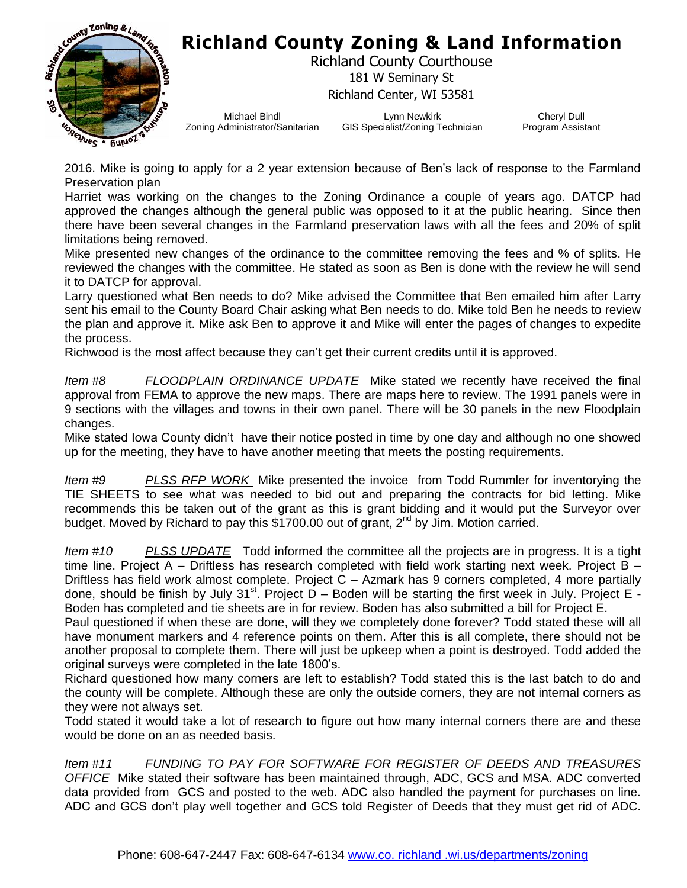2016. Mike is going to apply for a 2 year extension because of Ben's lack of response to the Farmland Preservation plan

Harriet was working on the changes to the Zoning Ordinance a couple of years ago. DATCP had approved the changes although the general public was opposed to it at the public hearing. Since then there have been several changes in the Farmland preservation laws with all the fees and 20% of split limitations being removed.

Mike presented new changes of the ordinance to the committee removing the fees and % of splits. He reviewed the changes with the committee. He stated as soon as Ben is done with the review he will send it to DATCP for approval.

Larry questioned what Ben needs to do? Mike advised the Committee that Ben emailed him after Larry sent his email to the County Board Chair asking what Ben needs to do. Mike told Ben he needs to review the plan and approve it. Mike ask Ben to approve it and Mike will enter the pages of changes to expedite the process.

Richwood is the most affect because they can't get their current credits until it is approved.

*Item #8* *FLOODPLAIN ORDINANCE UPDATE* Mike stated we recently have received the final approval from FEMA to approve the new maps. There are maps here to review. The 1991 panels were in 9 sections with the villages and towns in their own panel. There will be 30 panels in the new Floodplain changes.

Mike stated Iowa County didn't have their notice posted in time by one day and although no one showed up for the meeting, they have to have another meeting that meets the posting requirements.

*Item #9* *PLSS RFP WORK* Mike presented the invoice from Todd Rummler for inventorying the TIE SHEETS to see what was needed to bid out and preparing the contracts for bid letting. Mike recommends this be taken out of the grant as this is grant bidding and it would put the Surveyor over budget. Moved by Richard to pay this $1700.00 out of grant, 2nd by Jim. Motion carried.

*Item #10* *PLSS UPDATE* Todd informed the committee all the projects are in progress. It is a tight time line. Project A – Driftless has research completed with field work starting next week. Project B – Driftless has field work almost complete. Project C – Azmark has 9 corners completed, 4 more partially done, should be finish by July 31st. Project D – Boden will be starting the first week in July. Project E - Boden has completed and tie sheets are in for review. Boden has also submitted a bill for Project E.

Paul questioned if when these are done, will they we completely done forever? Todd stated these will all have monument markers and 4 reference points on them. After this is all complete, there should not be another proposal to complete them. There will just be upkeep when a point is destroyed. Todd added the original surveys were completed in the late 1800's.

Richard questioned how many corners are left to establish? Todd stated this is the last batch to do and the county will be complete. Although these are only the outside corners, they are not internal corners as they were not always set.

Todd stated it would take a lot of research to figure out how many internal corners there are and these would be done on an as needed basis.

*Item #11* *FUNDING TO PAY FOR SOFTWARE FOR REGISTER OF DEEDS AND TREASURES OFFICE* Mike stated their software has been maintained through, ADC, GCS and MSA. ADC converted data provided from GCS and posted to the web. ADC also handled the payment for purchases on line. ADC and GCS don't play well together and GCS told Register of Deeds that they must get rid of ADC.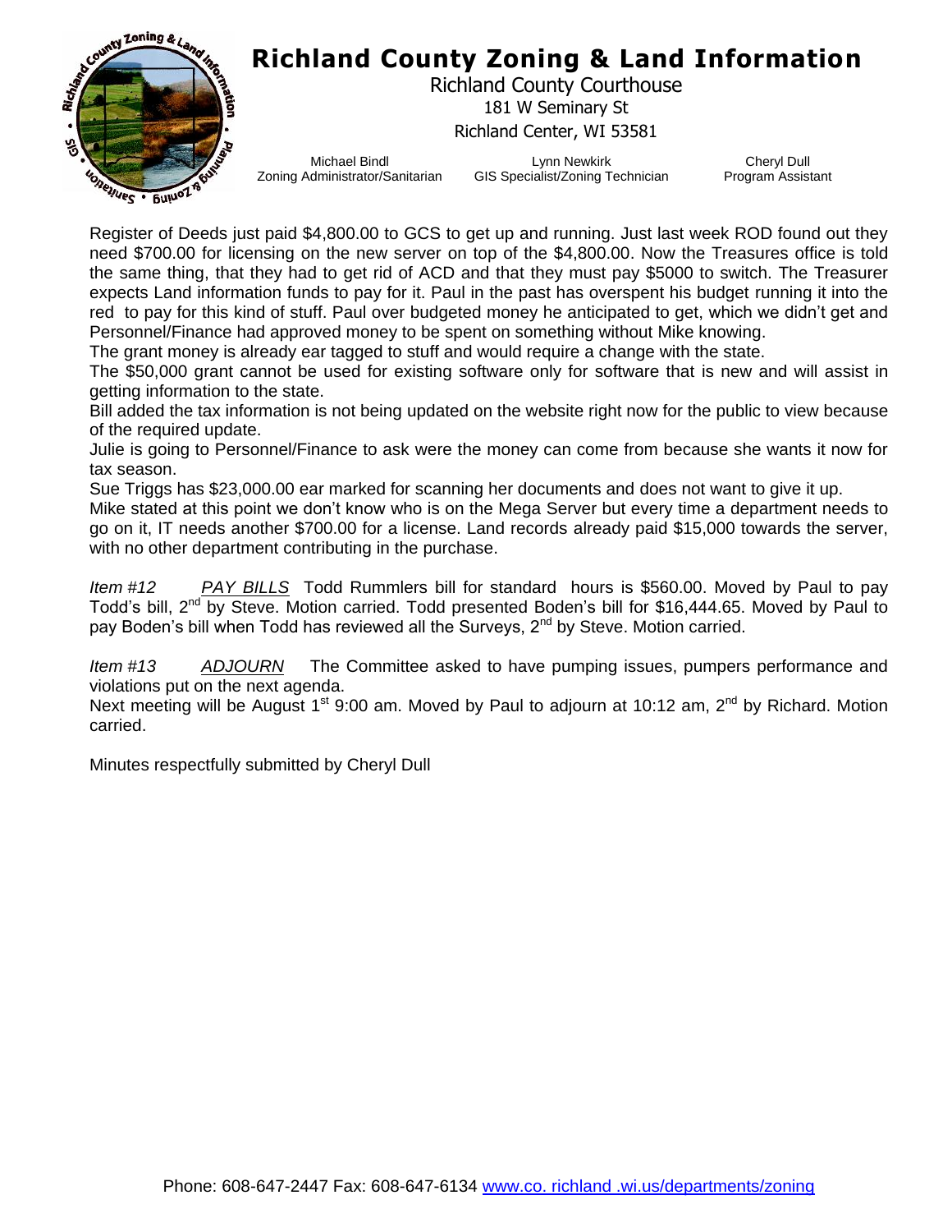# Richland County Zoning & Land Information

Richland County Courthouse
181 W Seminary St
Richland Center, WI 53581

Michael Bindl
Zoning Administrator/Sanitarian

Lynn Newkirk
GIS Specialist/Zoning Technician

Cheryl Dull
Program Assistant

Register of Deeds just paid $4,800.00 to GCS to get up and running. Just last week ROD found out they need $700.00 for licensing on the new server on top of the $4,800.00. Now the Treasures office is told the same thing, that they had to get rid of ACD and that they must pay $5000 to switch. The Treasurer expects Land information funds to pay for it. Paul in the past has overspent his budget running it into the red to pay for this kind of stuff. Paul over budgeted money he anticipated to get, which we didn't get and Personnel/Finance had approved money to be spent on something without Mike knowing.
The grant money is already ear tagged to stuff and would require a change with the state.
The $50,000 grant cannot be used for existing software only for software that is new and will assist in getting information to the state.
Bill added the tax information is not being updated on the website right now for the public to view because of the required update.
Julie is going to Personnel/Finance to ask were the money can come from because she wants it now for tax season.
Sue Triggs has $23,000.00 ear marked for scanning her documents and does not want to give it up.
Mike stated at this point we don't know who is on the Mega Server but every time a department needs to go on it, IT needs another $700.00 for a license. Land records already paid $15,000 towards the server, with no other department contributing in the purchase.

*Item #12* *PAY BILLS* Todd Rummlers bill for standard hours is $560.00. Moved by Paul to pay Todd's bill, 2nd by Steve. Motion carried. Todd presented Boden's bill for $16,444.65. Moved by Paul to pay Boden's bill when Todd has reviewed all the Surveys, 2nd by Steve. Motion carried.

*Item #13* *ADJOURN* The Committee asked to have pumping issues, pumpers performance and violations put on the next agenda.
Next meeting will be August 1st 9:00 am. Moved by Paul to adjourn at 10:12 am, 2nd by Richard. Motion carried.

Minutes respectfully submitted by Cheryl Dull

Phone: 608-647-2447 Fax: 608-647-6134 www.co. richland .wi.us/departments/zoning